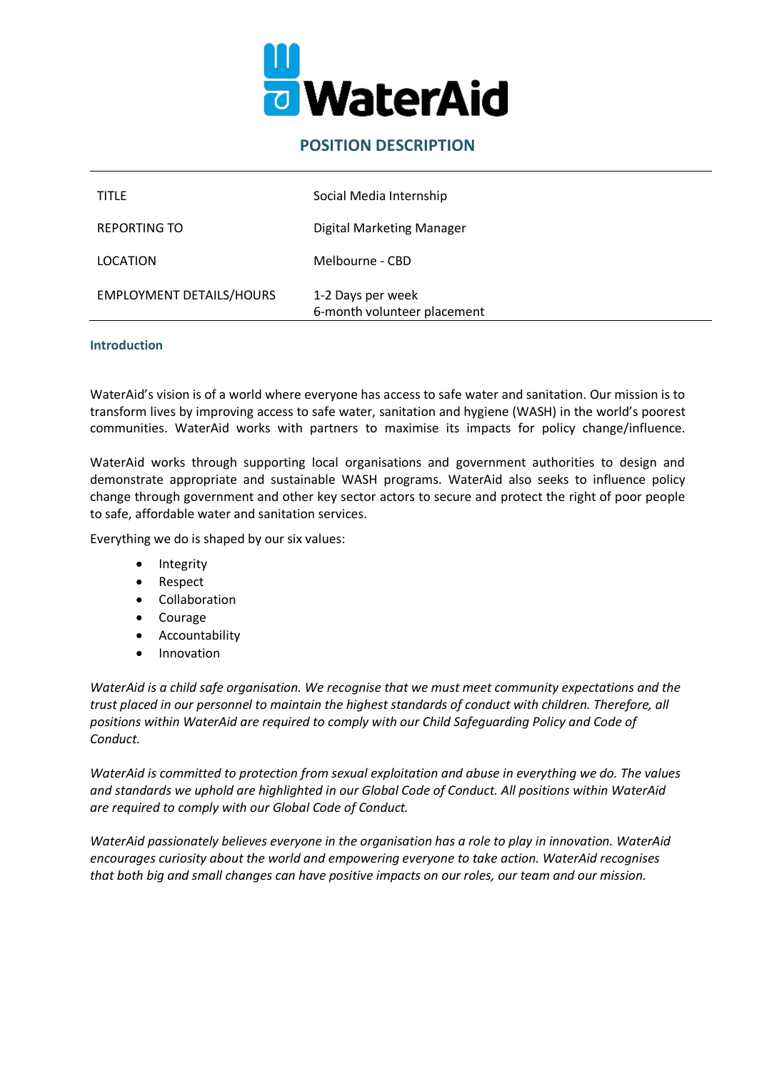# POSITION DESCRIPTION

| | |
|---|---|
| TITLE | Social Media Internship |
| REPORTING TO | Digital Marketing Manager |
| LOCATION | Melbourne - CBD |
| EMPLOYMENT DETAILS/HOURS | 1-2 Days per week<br>6-month volunteer placement |

## Introduction

WaterAid's vision is of a world where everyone has access to safe water and sanitation. Our mission is to transform lives by improving access to safe water, sanitation and hygiene (WASH) in the world's poorest communities. WaterAid works with partners to maximise its impacts for policy change/influence.

WaterAid works through supporting local organisations and government authorities to design and demonstrate appropriate and sustainable WASH programs. WaterAid also seeks to influence policy change through government and other key sector actors to secure and protect the right of poor people to safe, affordable water and sanitation services.

Everything we do is shaped by our six values:

- Integrity
- Respect
- Collaboration
- Courage
- Accountability
- Innovation

*WaterAid is a child safe organisation. We recognise that we must meet community expectations and the trust placed in our personnel to maintain the highest standards of conduct with children. Therefore, all positions within WaterAid are required to comply with our Child Safeguarding Policy and Code of Conduct.*

*WaterAid is committed to protection from sexual exploitation and abuse in everything we do. The values and standards we uphold are highlighted in our Global Code of Conduct. All positions within WaterAid are required to comply with our Global Code of Conduct.*

*WaterAid passionately believes everyone in the organisation has a role to play in innovation. WaterAid encourages curiosity about the world and empowering everyone to take action. WaterAid recognises that both big and small changes can have positive impacts on our roles, our team and our mission.*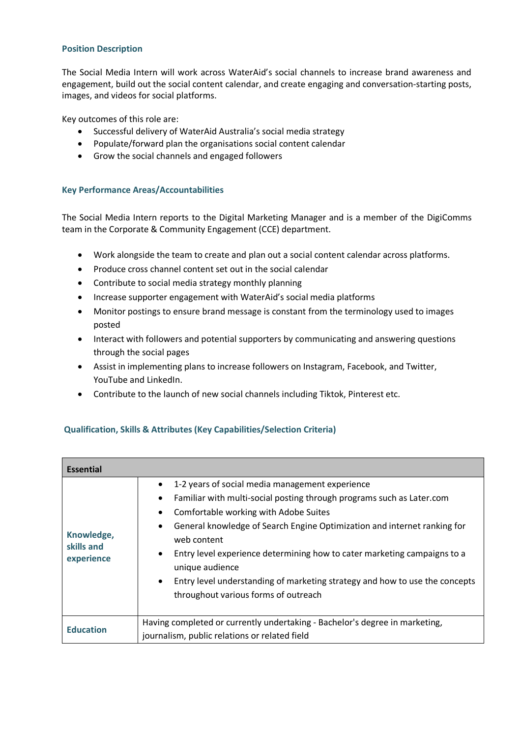### Position Description

The Social Media Intern will work across WaterAid's social channels to increase brand awareness and engagement, build out the social content calendar, and create engaging and conversation-starting posts, images, and videos for social platforms.

Key outcomes of this role are:

- Successful delivery of WaterAid Australia's social media strategy
- Populate/forward plan the organisations social content calendar
- Grow the social channels and engaged followers

### Key Performance Areas/Accountabilities

The Social Media Intern reports to the Digital Marketing Manager and is a member of the DigiComms team in the Corporate & Community Engagement (CCE) department.

- Work alongside the team to create and plan out a social content calendar across platforms.
- Produce cross channel content set out in the social calendar
- Contribute to social media strategy monthly planning
- Increase supporter engagement with WaterAid's social media platforms
- Monitor postings to ensure brand message is constant from the terminology used to images posted
- Interact with followers and potential supporters by communicating and answering questions through the social pages
- Assist in implementing plans to increase followers on Instagram, Facebook, and Twitter, YouTube and LinkedIn.
- Contribute to the launch of new social channels including Tiktok, Pinterest etc.

### Qualification, Skills & Attributes (Key Capabilities/Selection Criteria)

| Essential | |
|---|---|
| **Knowledge, skills and experience** | • 1-2 years of social media management experience<br>• Familiar with multi-social posting through programs such as Later.com<br>• Comfortable working with Adobe Suites<br>• General knowledge of Search Engine Optimization and internet ranking for web content<br>• Entry level experience determining how to cater marketing campaigns to a unique audience<br>• Entry level understanding of marketing strategy and how to use the concepts throughout various forms of outreach |
| **Education** | Having completed or currently undertaking - Bachelor's degree in marketing, journalism, public relations or related field |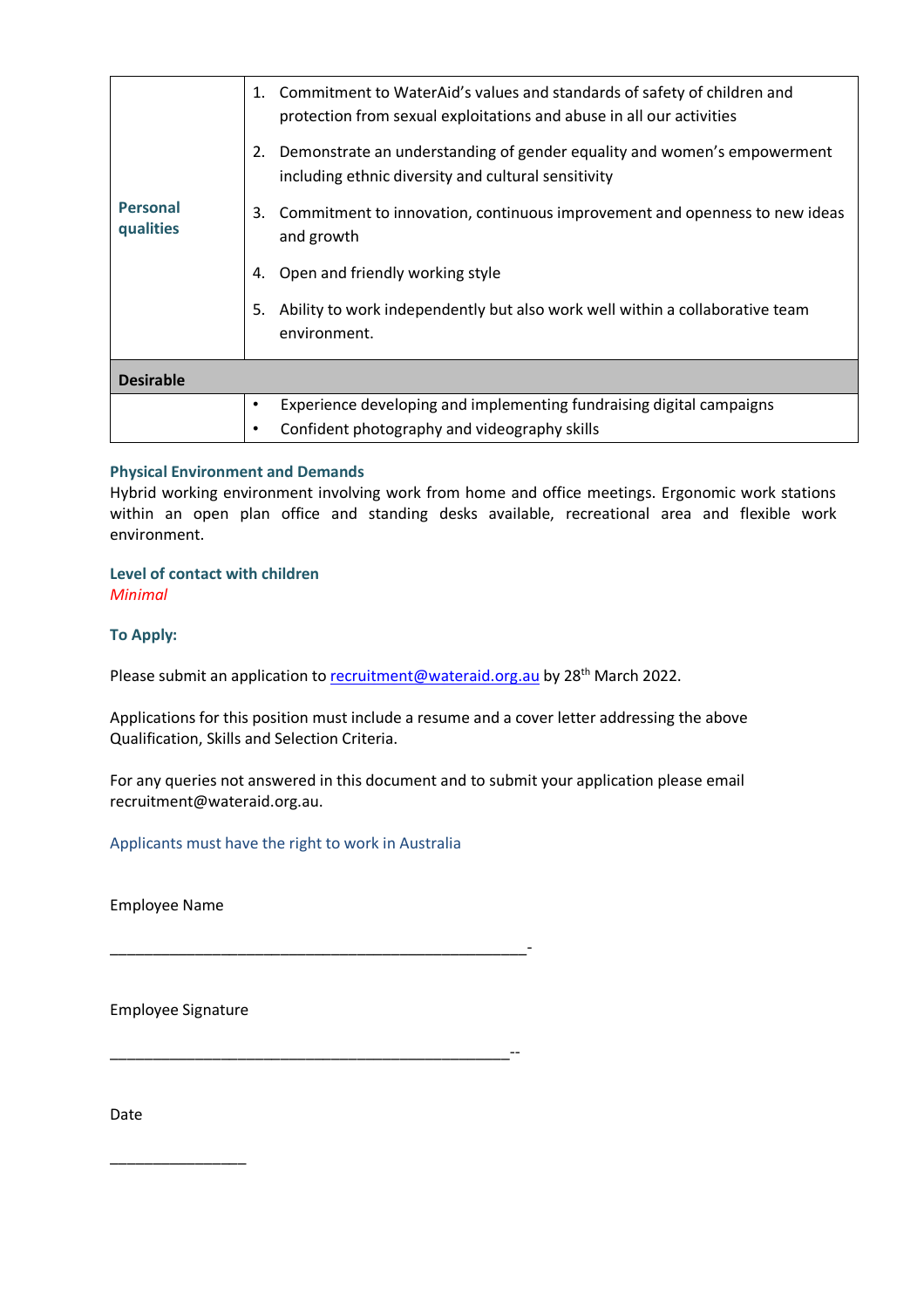| | |
|---|---|
| **Personal qualities** | 1. Commitment to WaterAid's values and standards of safety of children and protection from sexual exploitations and abuse in all our activities<br>2. Demonstrate an understanding of gender equality and women's empowerment including ethnic diversity and cultural sensitivity<br>3. Commitment to innovation, continuous improvement and openness to new ideas and growth<br>4. Open and friendly working style<br>5. Ability to work independently but also work well within a collaborative team environment. |
| **Desirable** | |
| | • Experience developing and implementing fundraising digital campaigns<br>• Confident photography and videography skills |

**Physical Environment and Demands**

Hybrid working environment involving work from home and office meetings. Ergonomic work stations within an open plan office and standing desks available, recreational area and flexible work environment.

**Level of contact with children**

*Minimal*

**To Apply:**

Please submit an application to [recruitment@wateraid.org.au](mailto:recruitment@wateraid.org.au) by 28th March 2022.

Applications for this position must include a resume and a cover letter addressing the above Qualification, Skills and Selection Criteria.

For any queries not answered in this document and to submit your application please email recruitment@wateraid.org.au.

Applicants must have the right to work in Australia

Employee Name

_____________________________________________________-

Employee Signature

___________________________________________________--

Date

_________________